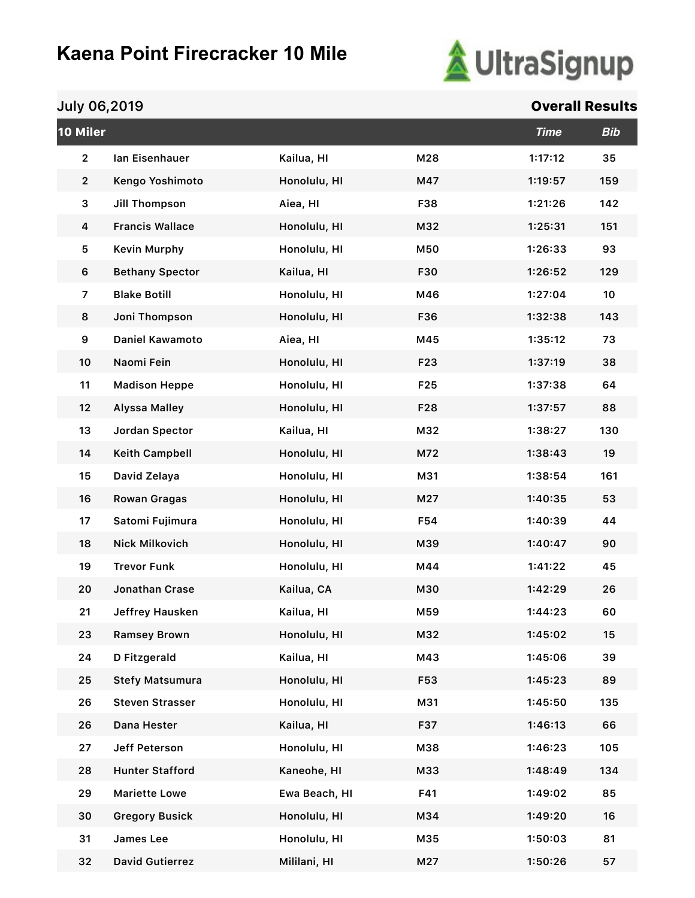# Kaena Point Firecracker 10 Mile

July 06,2019 **Overall Results**

| 10 Miler | | | | Time | Bib |
|---|---|---|---|---|---|
| 2 | Ian Eisenhauer | Kailua, HI | M28 | 1:17:12 | 35 |
| 2 | Kengo Yoshimoto | Honolulu, HI | M47 | 1:19:57 | 159 |
| 3 | Jill Thompson | Aiea, HI | F38 | 1:21:26 | 142 |
| 4 | Francis Wallace | Honolulu, HI | M32 | 1:25:31 | 151 |
| 5 | Kevin Murphy | Honolulu, HI | M50 | 1:26:33 | 93 |
| 6 | Bethany Spector | Kailua, HI | F30 | 1:26:52 | 129 |
| 7 | Blake Botill | Honolulu, HI | M46 | 1:27:04 | 10 |
| 8 | Joni Thompson | Honolulu, HI | F36 | 1:32:38 | 143 |
| 9 | Daniel Kawamoto | Aiea, HI | M45 | 1:35:12 | 73 |
| 10 | Naomi Fein | Honolulu, HI | F23 | 1:37:19 | 38 |
| 11 | Madison Heppe | Honolulu, HI | F25 | 1:37:38 | 64 |
| 12 | Alyssa Malley | Honolulu, HI | F28 | 1:37:57 | 88 |
| 13 | Jordan Spector | Kailua, HI | M32 | 1:38:27 | 130 |
| 14 | Keith Campbell | Honolulu, HI | M72 | 1:38:43 | 19 |
| 15 | David Zelaya | Honolulu, HI | M31 | 1:38:54 | 161 |
| 16 | Rowan Gragas | Honolulu, HI | M27 | 1:40:35 | 53 |
| 17 | Satomi Fujimura | Honolulu, HI | F54 | 1:40:39 | 44 |
| 18 | Nick Milkovich | Honolulu, HI | M39 | 1:40:47 | 90 |
| 19 | Trevor Funk | Honolulu, HI | M44 | 1:41:22 | 45 |
| 20 | Jonathan Crase | Kailua, CA | M30 | 1:42:29 | 26 |
| 21 | Jeffrey Hausken | Kailua, HI | M59 | 1:44:23 | 60 |
| 23 | Ramsey Brown | Honolulu, HI | M32 | 1:45:02 | 15 |
| 24 | D Fitzgerald | Kailua, HI | M43 | 1:45:06 | 39 |
| 25 | Stefy Matsumura | Honolulu, HI | F53 | 1:45:23 | 89 |
| 26 | Steven Strasser | Honolulu, HI | M31 | 1:45:50 | 135 |
| 26 | Dana Hester | Kailua, HI | F37 | 1:46:13 | 66 |
| 27 | Jeff Peterson | Honolulu, HI | M38 | 1:46:23 | 105 |
| 28 | Hunter Stafford | Kaneohe, HI | M33 | 1:48:49 | 134 |
| 29 | Mariette Lowe | Ewa Beach, HI | F41 | 1:49:02 | 85 |
| 30 | Gregory Busick | Honolulu, HI | M34 | 1:49:20 | 16 |
| 31 | James Lee | Honolulu, HI | M35 | 1:50:03 | 81 |
| 32 | David Gutierrez | Mililani, HI | M27 | 1:50:26 | 57 |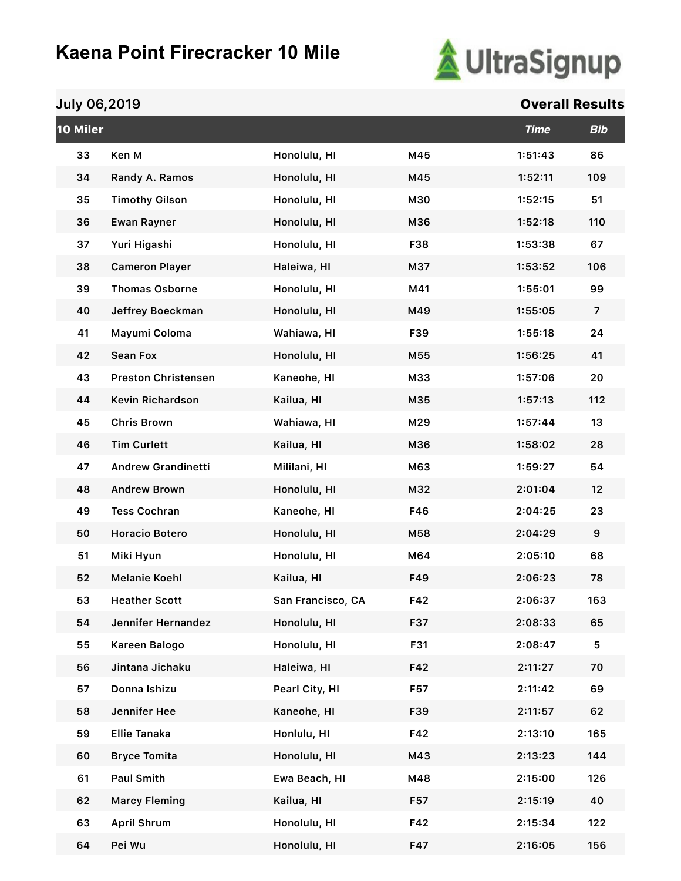# Kaena Point Firecracker 10 Mile

July 06,2019

**Overall Results**

| 10 Miler | | | | Time | Bib |
|---|---|---|---|---|---|
| 33 | Ken M | Honolulu, HI | M45 | 1:51:43 | 86 |
| 34 | Randy A. Ramos | Honolulu, HI | M45 | 1:52:11 | 109 |
| 35 | Timothy Gilson | Honolulu, HI | M30 | 1:52:15 | 51 |
| 36 | Ewan Rayner | Honolulu, HI | M36 | 1:52:18 | 110 |
| 37 | Yuri Higashi | Honolulu, HI | F38 | 1:53:38 | 67 |
| 38 | Cameron Player | Haleiwa, HI | M37 | 1:53:52 | 106 |
| 39 | Thomas Osborne | Honolulu, HI | M41 | 1:55:01 | 99 |
| 40 | Jeffrey Boeckman | Honolulu, HI | M49 | 1:55:05 | 7 |
| 41 | Mayumi Coloma | Wahiawa, HI | F39 | 1:55:18 | 24 |
| 42 | Sean Fox | Honolulu, HI | M55 | 1:56:25 | 41 |
| 43 | Preston Christensen | Kaneohe, HI | M33 | 1:57:06 | 20 |
| 44 | Kevin Richardson | Kailua, HI | M35 | 1:57:13 | 112 |
| 45 | Chris Brown | Wahiawa, HI | M29 | 1:57:44 | 13 |
| 46 | Tim Curlett | Kailua, HI | M36 | 1:58:02 | 28 |
| 47 | Andrew Grandinetti | Mililani, HI | M63 | 1:59:27 | 54 |
| 48 | Andrew Brown | Honolulu, HI | M32 | 2:01:04 | 12 |
| 49 | Tess Cochran | Kaneohe, HI | F46 | 2:04:25 | 23 |
| 50 | Horacio Botero | Honolulu, HI | M58 | 2:04:29 | 9 |
| 51 | Miki Hyun | Honolulu, HI | M64 | 2:05:10 | 68 |
| 52 | Melanie Koehl | Kailua, HI | F49 | 2:06:23 | 78 |
| 53 | Heather Scott | San Francisco, CA | F42 | 2:06:37 | 163 |
| 54 | Jennifer Hernandez | Honolulu, HI | F37 | 2:08:33 | 65 |
| 55 | Kareen Balogo | Honolulu, HI | F31 | 2:08:47 | 5 |
| 56 | Jintana Jichaku | Haleiwa, HI | F42 | 2:11:27 | 70 |
| 57 | Donna Ishizu | Pearl City, HI | F57 | 2:11:42 | 69 |
| 58 | Jennifer Hee | Kaneohe, HI | F39 | 2:11:57 | 62 |
| 59 | Ellie Tanaka | Honlulu, HI | F42 | 2:13:10 | 165 |
| 60 | Bryce Tomita | Honolulu, HI | M43 | 2:13:23 | 144 |
| 61 | Paul Smith | Ewa Beach, HI | M48 | 2:15:00 | 126 |
| 62 | Marcy Fleming | Kailua, HI | F57 | 2:15:19 | 40 |
| 63 | April Shrum | Honolulu, HI | F42 | 2:15:34 | 122 |
| 64 | Pei Wu | Honolulu, HI | F47 | 2:16:05 | 156 |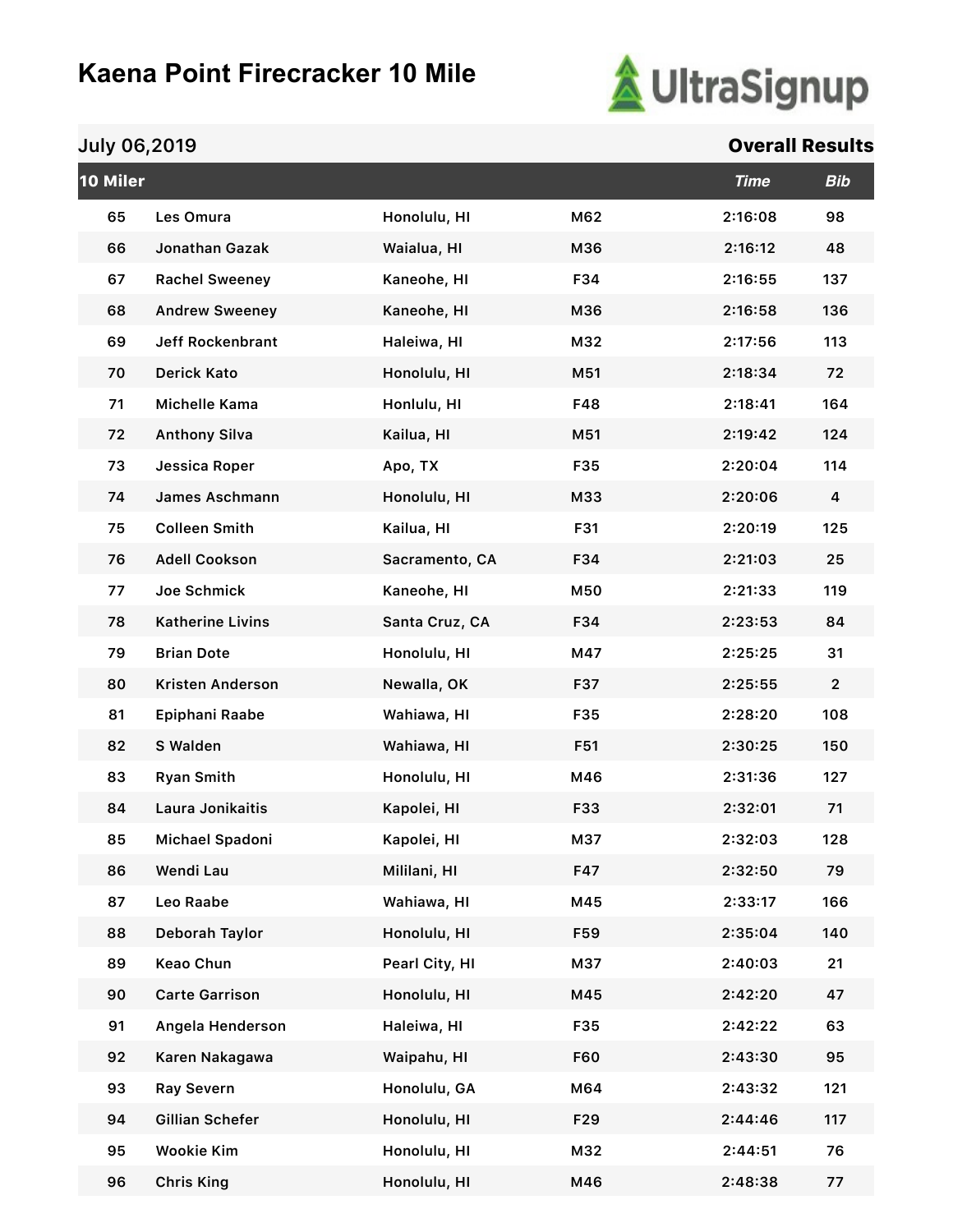# Kaena Point Firecracker 10 Mile

July 06,2019

**Overall Results**

| 10 Miler | | | | Time | Bib |
|---|---|---|---|---|---|
| 65 | Les Omura | Honolulu, HI | M62 | 2:16:08 | 98 |
| 66 | Jonathan Gazak | Waialua, HI | M36 | 2:16:12 | 48 |
| 67 | Rachel Sweeney | Kaneohe, HI | F34 | 2:16:55 | 137 |
| 68 | Andrew Sweeney | Kaneohe, HI | M36 | 2:16:58 | 136 |
| 69 | Jeff Rockenbrant | Haleiwa, HI | M32 | 2:17:56 | 113 |
| 70 | Derick Kato | Honolulu, HI | M51 | 2:18:34 | 72 |
| 71 | Michelle Kama | Honlulu, HI | F48 | 2:18:41 | 164 |
| 72 | Anthony Silva | Kailua, HI | M51 | 2:19:42 | 124 |
| 73 | Jessica Roper | Apo, TX | F35 | 2:20:04 | 114 |
| 74 | James Aschmann | Honolulu, HI | M33 | 2:20:06 | 4 |
| 75 | Colleen Smith | Kailua, HI | F31 | 2:20:19 | 125 |
| 76 | Adell Cookson | Sacramento, CA | F34 | 2:21:03 | 25 |
| 77 | Joe Schmick | Kaneohe, HI | M50 | 2:21:33 | 119 |
| 78 | Katherine Livins | Santa Cruz, CA | F34 | 2:23:53 | 84 |
| 79 | Brian Dote | Honolulu, HI | M47 | 2:25:25 | 31 |
| 80 | Kristen Anderson | Newalla, OK | F37 | 2:25:55 | 2 |
| 81 | Epiphani Raabe | Wahiawa, HI | F35 | 2:28:20 | 108 |
| 82 | S Walden | Wahiawa, HI | F51 | 2:30:25 | 150 |
| 83 | Ryan Smith | Honolulu, HI | M46 | 2:31:36 | 127 |
| 84 | Laura Jonikaitis | Kapolei, HI | F33 | 2:32:01 | 71 |
| 85 | Michael Spadoni | Kapolei, HI | M37 | 2:32:03 | 128 |
| 86 | Wendi Lau | Mililani, HI | F47 | 2:32:50 | 79 |
| 87 | Leo Raabe | Wahiawa, HI | M45 | 2:33:17 | 166 |
| 88 | Deborah Taylor | Honolulu, HI | F59 | 2:35:04 | 140 |
| 89 | Keao Chun | Pearl City, HI | M37 | 2:40:03 | 21 |
| 90 | Carte Garrison | Honolulu, HI | M45 | 2:42:20 | 47 |
| 91 | Angela Henderson | Haleiwa, HI | F35 | 2:42:22 | 63 |
| 92 | Karen Nakagawa | Waipahu, HI | F60 | 2:43:30 | 95 |
| 93 | Ray Severn | Honolulu, GA | M64 | 2:43:32 | 121 |
| 94 | Gillian Schefer | Honolulu, HI | F29 | 2:44:46 | 117 |
| 95 | Wookie Kim | Honolulu, HI | M32 | 2:44:51 | 76 |
| 96 | Chris King | Honolulu, HI | M46 | 2:48:38 | 77 |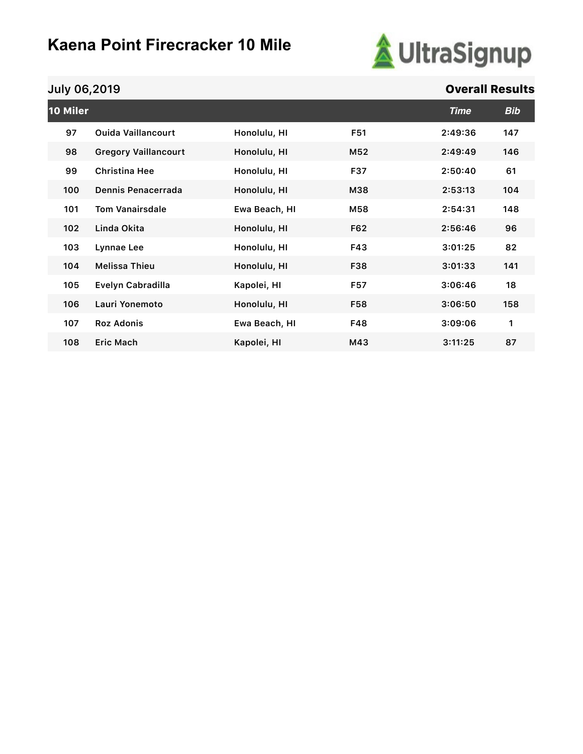# Kaena Point Firecracker 10 Mile

July 06,2019 **Overall Results**

| 10 Miler | | | | *Time* | *Bib* |
|---|---|---|---|---|---|
| 97 | Ouida Vaillancourt | Honolulu, HI | F51 | 2:49:36 | 147 |
| 98 | Gregory Vaillancourt | Honolulu, HI | M52 | 2:49:49 | 146 |
| 99 | Christina Hee | Honolulu, HI | F37 | 2:50:40 | 61 |
| 100 | Dennis Penacerrada | Honolulu, HI | M38 | 2:53:13 | 104 |
| 101 | Tom Vanairsdale | Ewa Beach, HI | M58 | 2:54:31 | 148 |
| 102 | Linda Okita | Honolulu, HI | F62 | 2:56:46 | 96 |
| 103 | Lynnae Lee | Honolulu, HI | F43 | 3:01:25 | 82 |
| 104 | Melissa Thieu | Honolulu, HI | F38 | 3:01:33 | 141 |
| 105 | Evelyn Cabradilla | Kapolei, HI | F57 | 3:06:46 | 18 |
| 106 | Lauri Yonemoto | Honolulu, HI | F58 | 3:06:50 | 158 |
| 107 | Roz Adonis | Ewa Beach, HI | F48 | 3:09:06 | 1 |
| 108 | Eric Mach | Kapolei, HI | M43 | 3:11:25 | 87 |